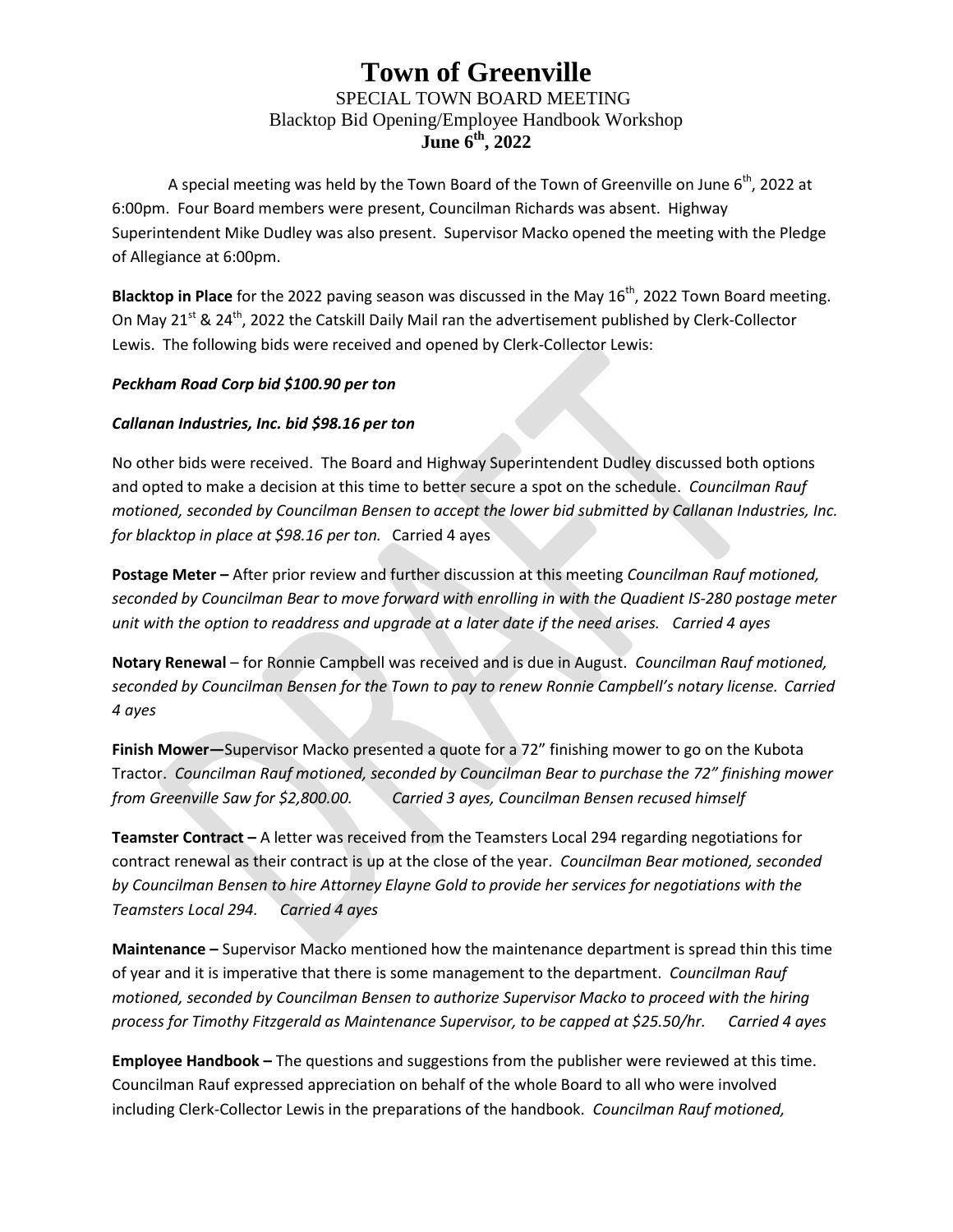# Town of Greenville

SPECIAL TOWN BOARD MEETING
Blacktop Bid Opening/Employee Handbook Workshop
**June 6th, 2022**

A special meeting was held by the Town Board of the Town of Greenville on June 6th, 2022 at 6:00pm. Four Board members were present, Councilman Richards was absent. Highway Superintendent Mike Dudley was also present. Supervisor Macko opened the meeting with the Pledge of Allegiance at 6:00pm.

**Blacktop in Place** for the 2022 paving season was discussed in the May 16th, 2022 Town Board meeting. On May 21st & 24th, 2022 the Catskill Daily Mail ran the advertisement published by Clerk-Collector Lewis. The following bids were received and opened by Clerk-Collector Lewis:

***Peckham Road Corp bid $100.90 per ton***

***Callanan Industries, Inc. bid $98.16 per ton***

No other bids were received. The Board and Highway Superintendent Dudley discussed both options and opted to make a decision at this time to better secure a spot on the schedule. *Councilman Rauf motioned, seconded by Councilman Bensen to accept the lower bid submitted by Callanan Industries, Inc. for blacktop in place at $98.16 per ton.* Carried 4 ayes

**Postage Meter –** After prior review and further discussion at this meeting *Councilman Rauf motioned, seconded by Councilman Bear to move forward with enrolling in with the Quadient IS-280 postage meter unit with the option to readdress and upgrade at a later date if the need arises. Carried 4 ayes*

**Notary Renewal** – for Ronnie Campbell was received and is due in August. *Councilman Rauf motioned, seconded by Councilman Bensen for the Town to pay to renew Ronnie Campbell's notary license. Carried 4 ayes*

**Finish Mower—**Supervisor Macko presented a quote for a 72" finishing mower to go on the Kubota Tractor. *Councilman Rauf motioned, seconded by Councilman Bear to purchase the 72" finishing mower from Greenville Saw for $2,800.00. Carried 3 ayes, Councilman Bensen recused himself*

**Teamster Contract –** A letter was received from the Teamsters Local 294 regarding negotiations for contract renewal as their contract is up at the close of the year. *Councilman Bear motioned, seconded by Councilman Bensen to hire Attorney Elayne Gold to provide her services for negotiations with the Teamsters Local 294. Carried 4 ayes*

**Maintenance –** Supervisor Macko mentioned how the maintenance department is spread thin this time of year and it is imperative that there is some management to the department. *Councilman Rauf motioned, seconded by Councilman Bensen to authorize Supervisor Macko to proceed with the hiring process for Timothy Fitzgerald as Maintenance Supervisor, to be capped at $25.50/hr. Carried 4 ayes*

**Employee Handbook –** The questions and suggestions from the publisher were reviewed at this time. Councilman Rauf expressed appreciation on behalf of the whole Board to all who were involved including Clerk-Collector Lewis in the preparations of the handbook. *Councilman Rauf motioned,*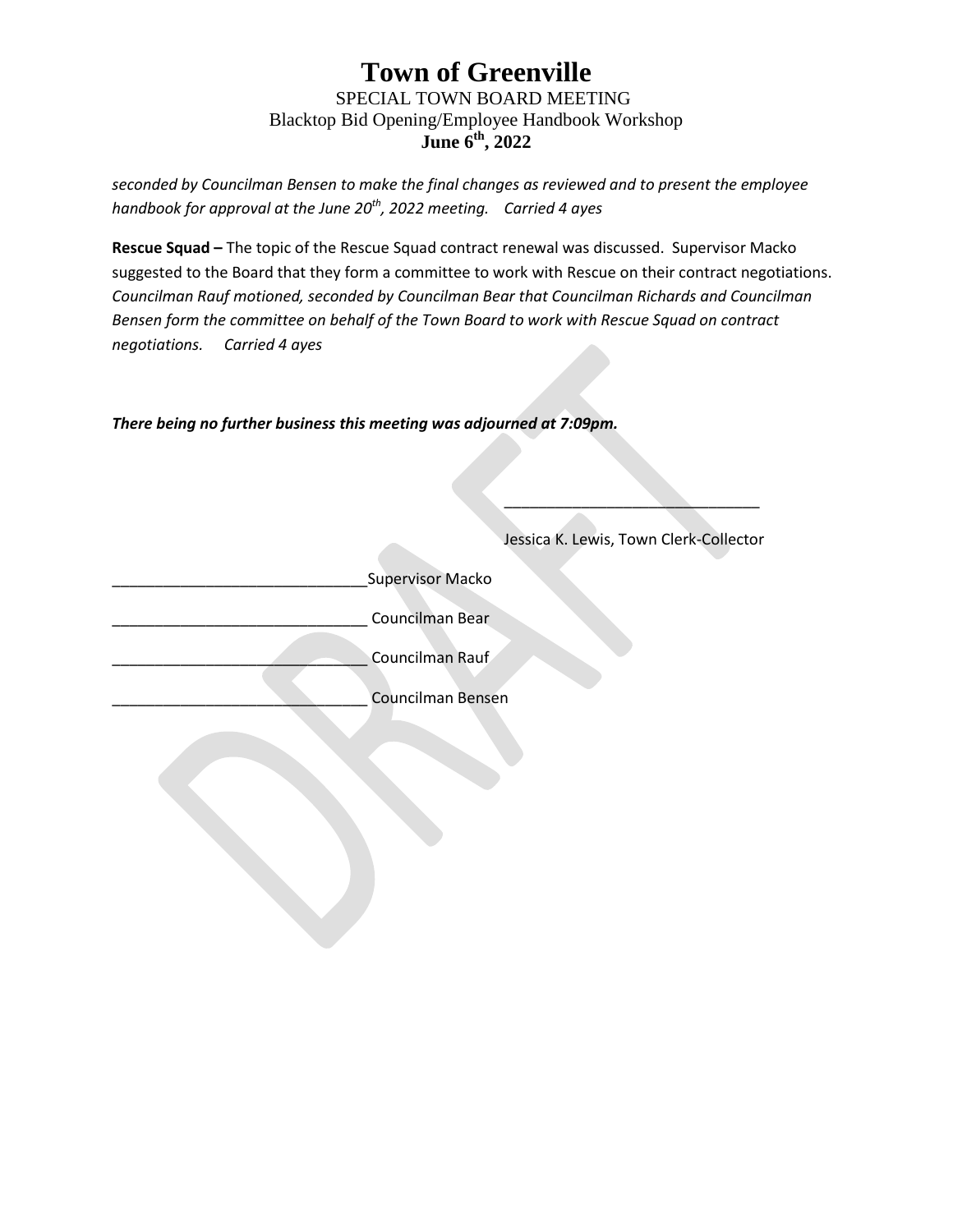# Town of Greenville

SPECIAL TOWN BOARD MEETING
Blacktop Bid Opening/Employee Handbook Workshop
**June 6th, 2022**

*seconded by Councilman Bensen to make the final changes as reviewed and to present the employee handbook for approval at the June 20th, 2022 meeting. Carried 4 ayes*

**Rescue Squad –** The topic of the Rescue Squad contract renewal was discussed. Supervisor Macko suggested to the Board that they form a committee to work with Rescue on their contract negotiations. *Councilman Rauf motioned, seconded by Councilman Bear that Councilman Richards and Councilman Bensen form the committee on behalf of the Town Board to work with Rescue Squad on contract negotiations. Carried 4 ayes*

***There being no further business this meeting was adjourned at 7:09pm.***

_______________________________

Jessica K. Lewis, Town Clerk-Collector

_______________________________Supervisor Macko

_______________________________ Councilman Bear

_______________________________ Councilman Rauf

_______________________________ Councilman Bensen

DRAFT